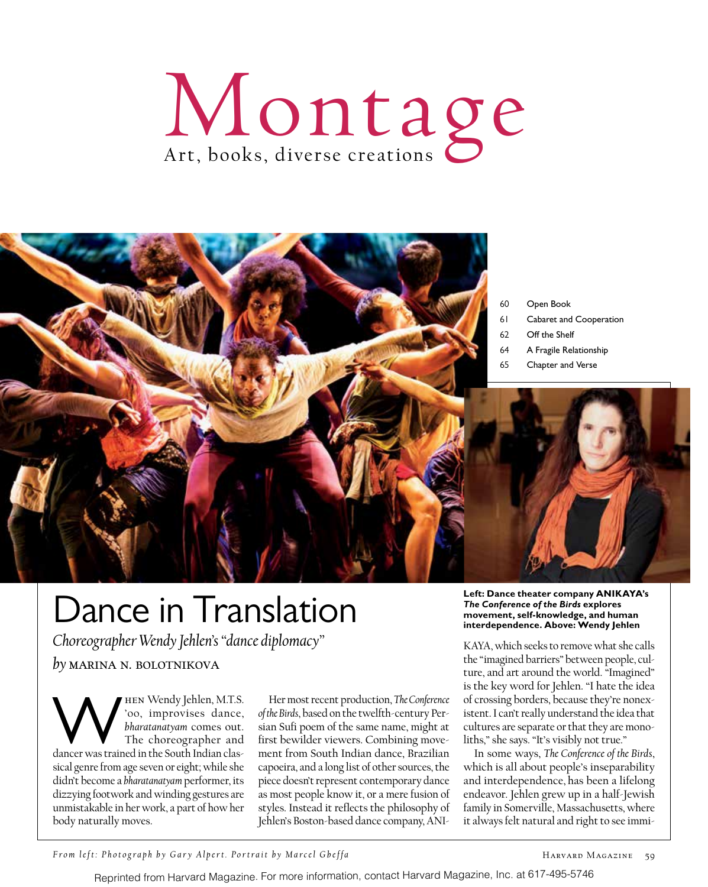# Montage

Art, books, diverse creations

| | |
|---|---|
| 60 | Open Book |
| 61 | Cabaret and Cooperation |
| 62 | Off the Shelf |
| 64 | A Fragile Relationship |
| 65 | Chapter and Verse |

**Left: Dance theater company ANIKAYA's *The Conference of the Birds* explores movement, self-knowledge, and human interdependence. Above: Wendy Jehlen**

## Dance in Translation

*Choreographer Wendy Jehlen's "dance diplomacy"*

*by* MARINA N. BOLOTNIKOVA

When Wendy Jehlen, M.T.S. '00, improvises dance, *bharatanatyam* comes out. The choreographer and dancer was trained in the South Indian classical genre from age seven or eight; while she didn't become a *bharatanatyam* performer, its dizzying footwork and winding gestures are unmistakable in her work, a part of how her body naturally moves.

Her most recent production, *The Conference of the Birds*, based on the twelfth-century Persian Sufi poem of the same name, might at first bewilder viewers. Combining movement from South Indian dance, Brazilian capoeira, and a long list of other sources, the piece doesn't represent contemporary dance as most people know it, or a mere fusion of styles. Instead it reflects the philosophy of Jehlen's Boston-based dance company, ANIKAYA, which seeks to remove what she calls the "imagined barriers" between people, culture, and art around the world. "Imagined" is the key word for Jehlen. "I hate the idea of crossing borders, because they're nonexistent. I can't really understand the idea that cultures are separate or that they are monoliths," she says. "It's visibly not true."

In some ways, *The Conference of the Birds*, which is all about people's inseparability and interdependence, has been a lifelong endeavor. Jehlen grew up in a half-Jewish family in Somerville, Massachusetts, where it always felt natural and right to see immi-

*From left: Photograph by Gary Alpert. Portrait by Marcel Gbeffa*

Reprinted from Harvard Magazine. For more information, contact Harvard Magazine, Inc. at 617-495-5746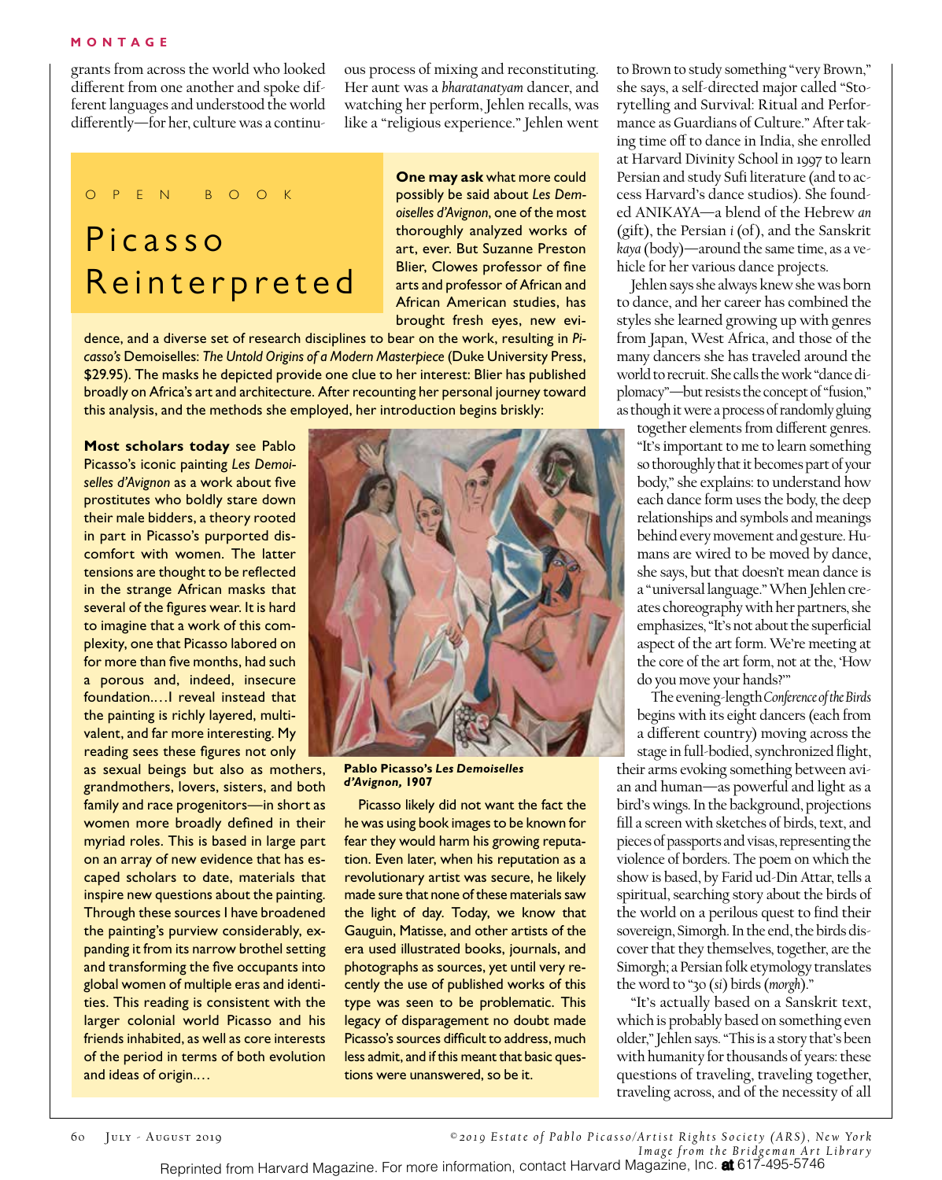grants from across the world who looked different from one another and spoke different languages and understood the world differently—for her, culture was a continuous process of mixing and reconstituting. Her aunt was a *bharatanatyam* dancer, and watching her perform, Jehlen recalls, was like a "religious experience." Jehlen went to Brown to study something "very Brown," she says, a self-directed major called "Storytelling and Survival: Ritual and Performance as Guardians of Culture." After taking time off to dance in India, she enrolled at Harvard Divinity School in 1997 to learn Persian and study Sufi literature (and to access Harvard's dance studios). She founded ANIKAYA—a blend of the Hebrew *an* (gift), the Persian *i* (of), and the Sanskrit *kaya* (body)—around the same time, as a vehicle for her various dance projects.

Jehlen says she always knew she was born to dance, and her career has combined the styles she learned growing up with genres from Japan, West Africa, and those of the many dancers she has traveled around the world to recruit. She calls the work "dance diplomacy"—but resists the concept of "fusion," as though it were a process of randomly gluing together elements from different genres. "It's important to me to learn something so thoroughly that it becomes part of your body," she explains: to understand how each dance form uses the body, the deep relationships and symbols and meanings behind every movement and gesture. Humans are wired to be moved by dance, she says, but that doesn't mean dance is a "universal language." When Jehlen creates choreography with her partners, she emphasizes, "It's not about the superficial aspect of the art form. We're meeting at the core of the art form, not at the, 'How do you move your hands?'"

The evening-length *Conference of the Birds* begins with its eight dancers (each from a different country) moving across the stage in full-bodied, synchronized flight, their arms evoking something between avian and human—as powerful and light as a bird's wings. In the background, projections fill a screen with sketches of birds, text, and pieces of passports and visas, representing the violence of borders. The poem on which the show is based, by Farid ud-Din Attar, tells a spiritual, searching story about the birds of the world on a perilous quest to find their sovereign, Simorgh. In the end, the birds discover that they themselves, together, are the Simorgh; a Persian folk etymology translates the word to "30 (*si*) birds (*morgh*)."

"It's actually based on a Sanskrit text, which is probably based on something even older," Jehlen says. "This is a story that's been with humanity for thousands of years: these questions of traveling, traveling together, traveling across, and of the necessity of all

O P E N B O O K

## Picasso Reinterpreted

**One may ask** what more could possibly be said about *Les Demoiselles d'Avignon*, one of the most thoroughly analyzed works of art, ever. But Suzanne Preston Blier, Clowes professor of fine arts and professor of African and African American studies, has brought fresh eyes, new evidence, and a diverse set of research disciplines to bear on the work, resulting in *Picasso's* Demoiselles: *The Untold Origins of a Modern Masterpiece* (Duke University Press, $29.95). The masks he depicted provide one clue to her interest: Blier has published broadly on Africa's art and architecture. After recounting her personal journey toward this analysis, and the methods she employed, her introduction begins briskly:

**Most scholars today** see Pablo Picasso's iconic painting *Les Demoiselles d'Avignon* as a work about five prostitutes who boldly stare down their male bidders, a theory rooted in part in Picasso's purported discomfort with women. The latter tensions are thought to be reflected in the strange African masks that several of the figures wear. It is hard to imagine that a work of this complexity, one that Picasso labored on for more than five months, had such a porous and, indeed, insecure foundation.…I reveal instead that the painting is richly layered, multivalent, and far more interesting. My reading sees these figures not only as sexual beings but also as mothers, grandmothers, lovers, sisters, and both family and race progenitors—in short as women more broadly defined in their myriad roles. This is based in large part on an array of new evidence that has escaped scholars to date, materials that inspire new questions about the painting. Through these sources I have broadened the painting's purview considerably, expanding it from its narrow brothel setting and transforming the five occupants into global women of multiple eras and identities. This reading is consistent with the larger colonial world Picasso and his friends inhabited, as well as core interests of the period in terms of both evolution and ideas of origin.…

**Pablo Picasso's *Les Demoiselles d'Avignon*, 1907**

Picasso likely did not want the fact the he was using book images to be known for fear they would harm his growing reputation. Even later, when his reputation as a revolutionary artist was secure, he likely made sure that none of these materials saw the light of day. Today, we know that Gauguin, Matisse, and other artists of the era used illustrated books, journals, and photographs as sources, yet until very recently the use of published works of this type was seen to be problematic. This legacy of disparagement no doubt made Picasso's sources difficult to address, much less admit, and if this meant that basic questions were unanswered, so be it.

*©2019 Estate of Pablo Picasso/Artist Rights Society (ARS), New York Image from the Bridgeman Art Library*

Reprinted from Harvard Magazine. For more information, contact Harvard Magazine, Inc. at 617-495-5746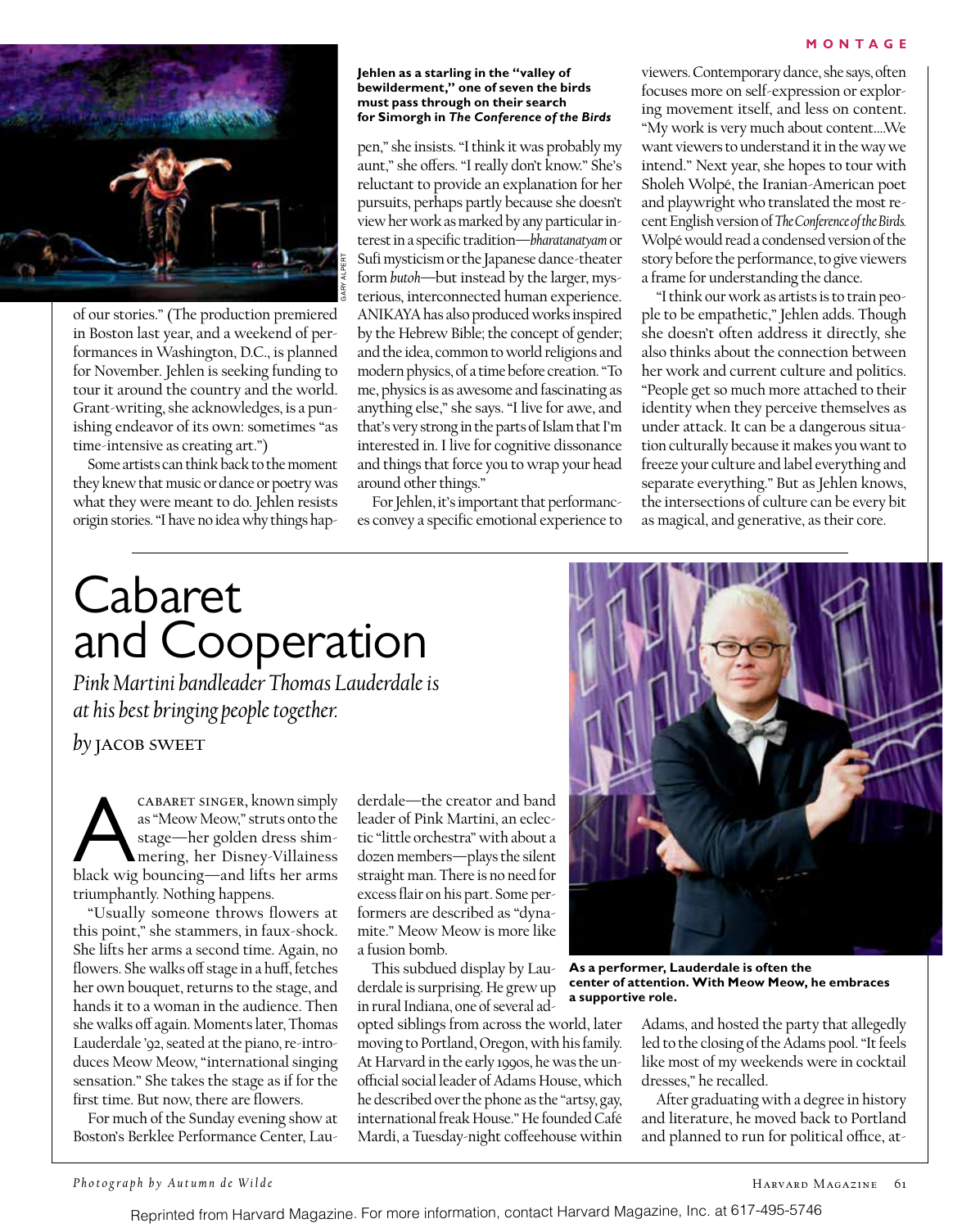of our stories." (The production premiered in Boston last year, and a weekend of performances in Washington, D.C., is planned for November. Jehlen is seeking funding to tour it around the country and the world. Grant-writing, she acknowledges, is a punishing endeavor of its own: sometimes "as time-intensive as creating art.")

Some artists can think back to the moment they knew that music or dance or poetry was what they were meant to do. Jehlen resists origin stories. "I have no idea why things happen," she insists. "I think it was probably my aunt," she offers. "I really don't know." She's reluctant to provide an explanation for her pursuits, perhaps partly because she doesn't view her work as marked by any particular interest in a specific tradition—*bharatanatyam* or Sufi mysticism or the Japanese dance-theater form *butoh*—but instead by the larger, mysterious, interconnected human experience. ANIKAYA has also produced works inspired by the Hebrew Bible; the concept of gender; and the idea, common to world religions and modern physics, of a time before creation. "To me, physics is as awesome and fascinating as anything else," she says. "I live for awe, and that's very strong in the parts of Islam that I'm interested in. I live for cognitive dissonance and things that force you to wrap your head around other things."

**Jehlen as a starling in the "valley of bewilderment," one of seven the birds must pass through on their search for Simorgh in *The Conference of the Birds***

For Jehlen, it's important that performances convey a specific emotional experience to viewers. Contemporary dance, she says, often focuses more on self-expression or exploring movement itself, and less on content. "My work is very much about content….We want viewers to understand it in the way we intend." Next year, she hopes to tour with Sholeh Wolpé, the Iranian-American poet and playwright who translated the most recent English version of *The Conference of the Birds.* Wolpé would read a condensed version of the story before the performance, to give viewers a frame for understanding the dance.

"I think our work as artists is to train people to be empathetic," Jehlen adds. Though she doesn't often address it directly, she also thinks about the connection between her work and current culture and politics. "People get so much more attached to their identity when they perceive themselves as under attack. It can be a dangerous situation culturally because it makes you want to freeze your culture and label everything and separate everything." But as Jehlen knows, the intersections of culture can be every bit as magical, and generative, as their core.

# Cabaret and Cooperation

*Pink Martini bandleader Thomas Lauderdale is at his best bringing people together.*

*by* Jacob Sweet

A cabaret singer, known simply as "Meow Meow," struts onto the stage—her golden dress shimmering, her Disney-Villainess black wig bouncing—and lifts her arms triumphantly. Nothing happens.

"Usually someone throws flowers at this point," she stammers, in faux-shock. She lifts her arms a second time. Again, no flowers. She walks off stage in a huff, fetches her own bouquet, returns to the stage, and hands it to a woman in the audience. Then she walks off again. Moments later, Thomas Lauderdale '92, seated at the piano, re-introduces Meow Meow, "international singing sensation." She takes the stage as if for the first time. But now, there are flowers.

For much of the Sunday evening show at Boston's Berklee Performance Center, Lauderdale—the creator and band leader of Pink Martini, an eclectic "little orchestra" with about a dozen members—plays the silent straight man. There is no need for excess flair on his part. Some performers are described as "dynamite." Meow Meow is more like a fusion bomb.

This subdued display by Lauderdale is surprising. He grew up in rural Indiana, one of several adopted siblings from across the world, later moving to Portland, Oregon, with his family. At Harvard in the early 1990s, he was the unofficial social leader of Adams House, which he described over the phone as the "artsy, gay, international freak House." He founded Café Mardi, a Tuesday-night coffeehouse within Adams, and hosted the party that allegedly led to the closing of the Adams pool. "It feels like most of my weekends were in cocktail dresses," he recalled.

**As a performer, Lauderdale is often the center of attention. With Meow Meow, he embraces a supportive role.**

After graduating with a degree in history and literature, he moved back to Portland and planned to run for political office, at-

Reprinted from Harvard Magazine. For more information, contact Harvard Magazine, Inc. at 617-495-5746